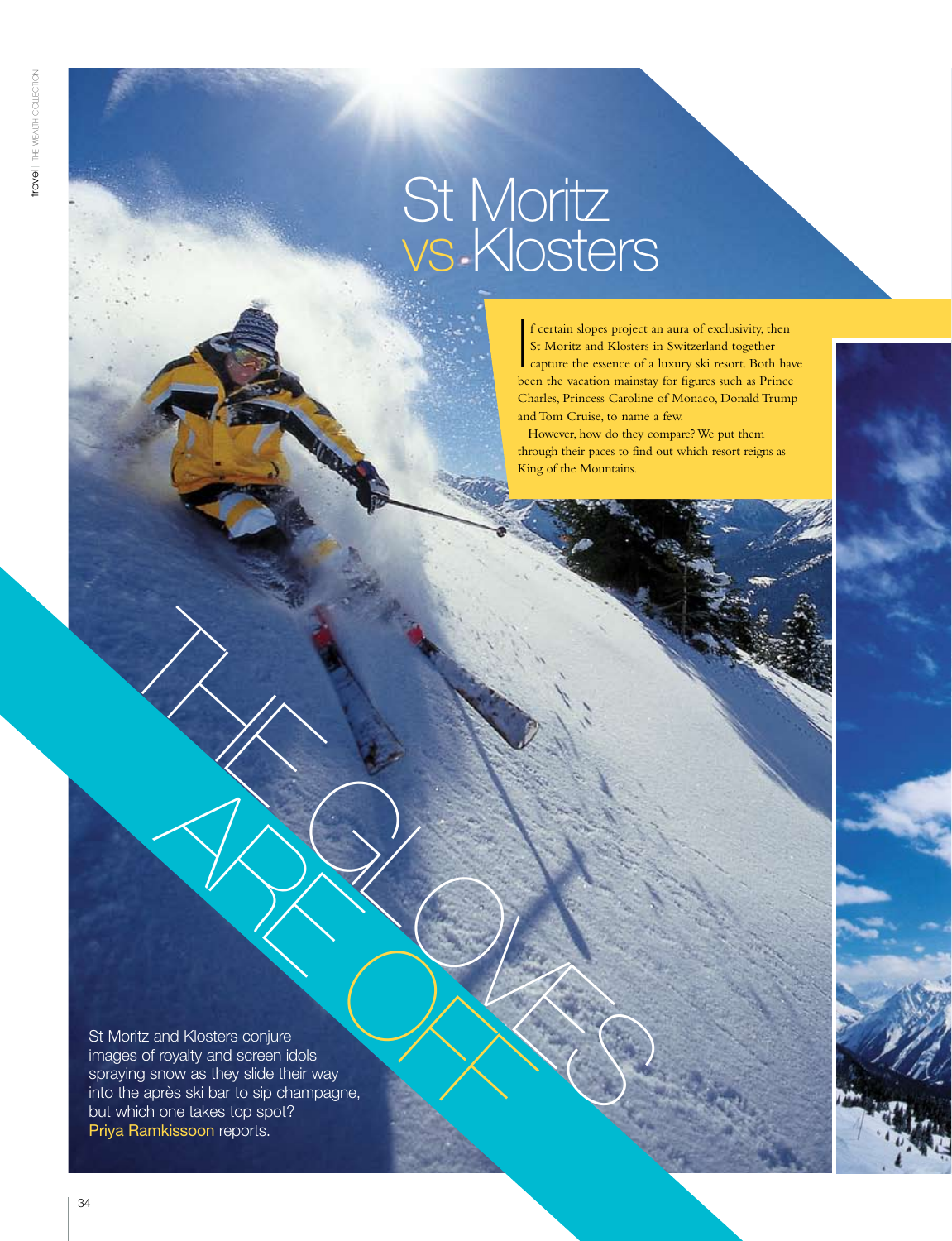# St Moritz vs Klosters

If certain slopes project an aura of exclusivity, then St Moritz and Klosters in Switzerland together capture the essence of a luxury ski resort. Both have been the vacation mainstay for figures such as Prince Charles, Princess Caroline of Monaco, Donald Trump and Tom Cruise, to name a few.

However, how do they compare? We put them through their paces to find out which resort reigns as King of the Mountains.

## THE GLOVES ARE OFF

St Moritz and Klosters conjure images of royalty and screen idols spraying snow as they slide their way into the après ski bar to sip champagne, but which one takes top spot? Priya Ramkissoon reports.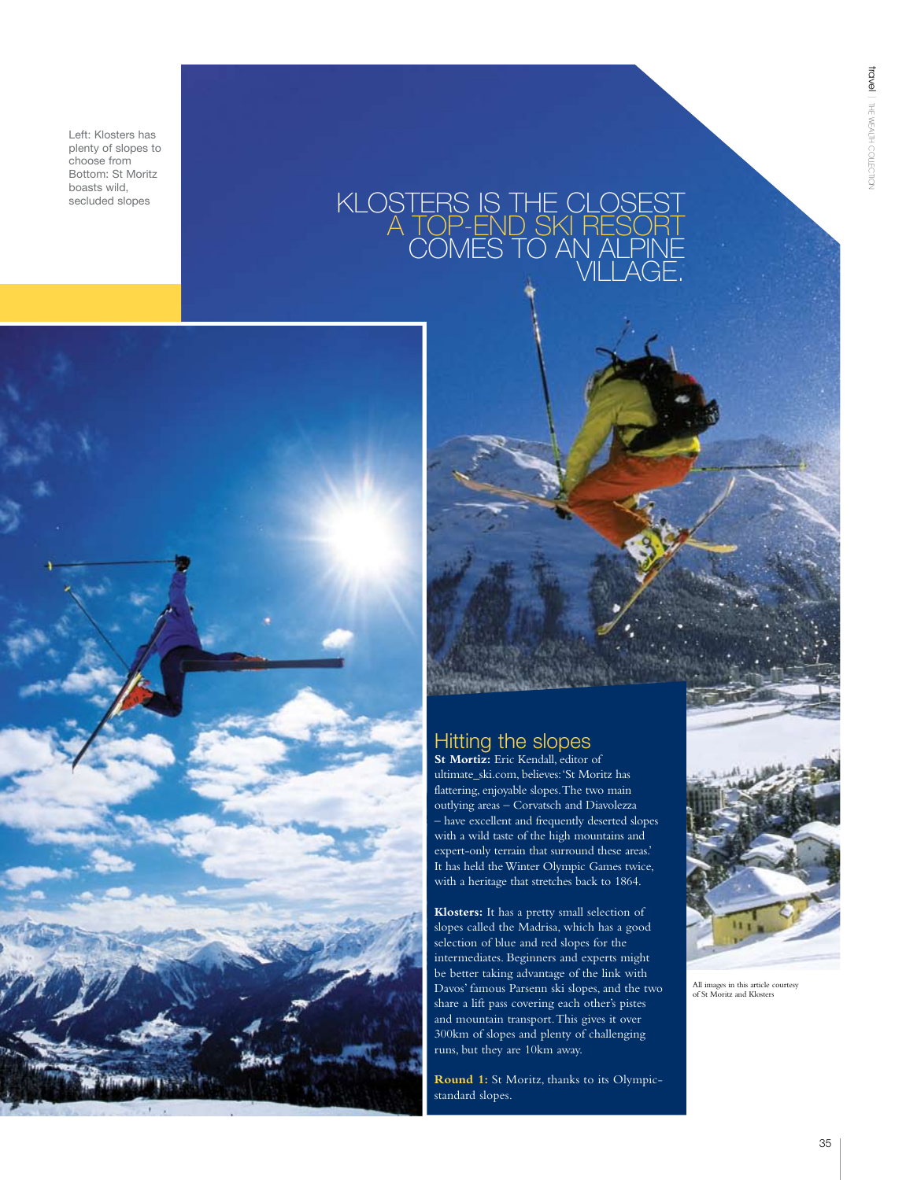Left: Klosters has plenty of slopes to choose from
Bottom: St Moritz boasts wild, secluded slopes

KLOSTERS IS THE CLOSEST A TOP-END SKI RESORT COMES TO AN ALPINE VILLAGE.

## Hitting the slopes

**St Mortiz:** Eric Kendall, editor of ultimate_ski.com, believes: 'St Moritz has flattering, enjoyable slopes. The two main outlying areas – Corvatsch and Diavolezza – have excellent and frequently deserted slopes with a wild taste of the high mountains and expert-only terrain that surround these areas.' It has held the Winter Olympic Games twice, with a heritage that stretches back to 1864.

**Klosters:** It has a pretty small selection of slopes called the Madrisa, which has a good selection of blue and red slopes for the intermediates. Beginners and experts might be better taking advantage of the link with Davos' famous Parsenn ski slopes, and the two share a lift pass covering each other's pistes and mountain transport. This gives it over 300km of slopes and plenty of challenging runs, but they are 10km away.

**Round 1:** St Moritz, thanks to its Olympic-standard slopes.

All images in this article courtesy of St Moritz and Klosters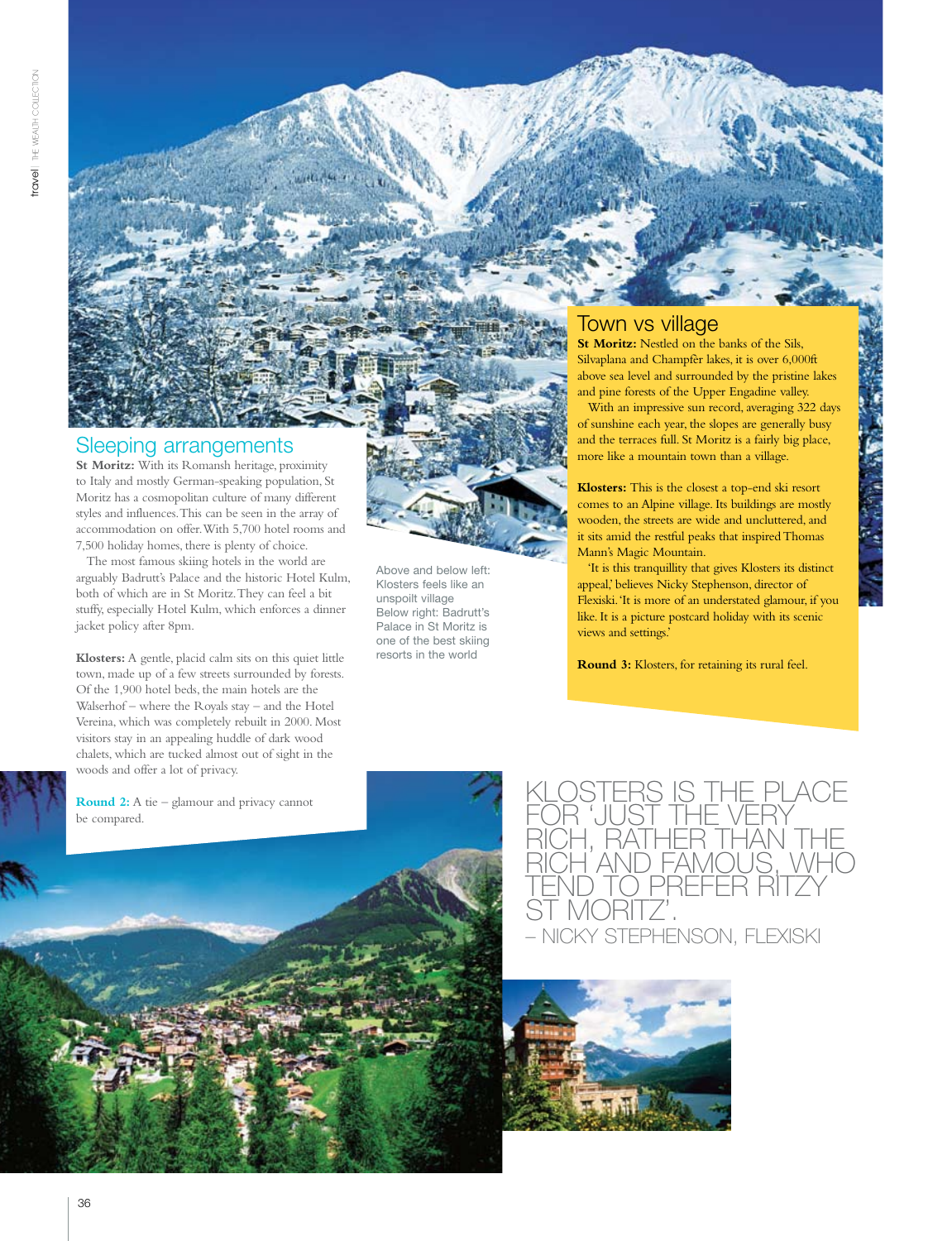## Sleeping arrangements

**St Moritz:** With its Romansh heritage, proximity to Italy and mostly German-speaking population, St Moritz has a cosmopolitan culture of many different styles and influences. This can be seen in the array of accommodation on offer. With 5,700 hotel rooms and 7,500 holiday homes, there is plenty of choice.

The most famous skiing hotels in the world are arguably Badrutt's Palace and the historic Hotel Kulm, both of which are in St Moritz. They can feel a bit stuffy, especially Hotel Kulm, which enforces a dinner jacket policy after 8pm.

**Klosters:** A gentle, placid calm sits on this quiet little town, made up of a few streets surrounded by forests. Of the 1,900 hotel beds, the main hotels are the Walserhof – where the Royals stay – and the Hotel Vereina, which was completely rebuilt in 2000. Most visitors stay in an appealing huddle of dark wood chalets, which are tucked almost out of sight in the woods and offer a lot of privacy.

**Round 2:** A tie – glamour and privacy cannot be compared.

Above and below left: Klosters feels like an unspoilt village
Below right: Badrutt's Palace in St Moritz is one of the best skiing resorts in the world

## Town vs village

**St Moritz:** Nestled on the banks of the Sils, Silvaplana and Champfèr lakes, it is over 6,000ft above sea level and surrounded by the pristine lakes and pine forests of the Upper Engadine valley.

With an impressive sun record, averaging 322 days of sunshine each year, the slopes are generally busy and the terraces full. St Moritz is a fairly big place, more like a mountain town than a village.

**Klosters:** This is the closest a top-end ski resort comes to an Alpine village. Its buildings are mostly wooden, the streets are wide and uncluttered, and it sits amid the restful peaks that inspired Thomas Mann's Magic Mountain.

'It is this tranquillity that gives Klosters its distinct appeal,' believes Nicky Stephenson, director of Flexiski. 'It is more of an understated glamour, if you like. It is a picture postcard holiday with its scenic views and settings.'

**Round 3:** Klosters, for retaining its rural feel.

KLOSTERS IS THE PLACE FOR 'JUST THE VERY RICH, RATHER THAN THE RICH AND FAMOUS, WHO TEND TO PREFER RITZY ST MORITZ'.
– NICKY STEPHENSON, FLEXISKI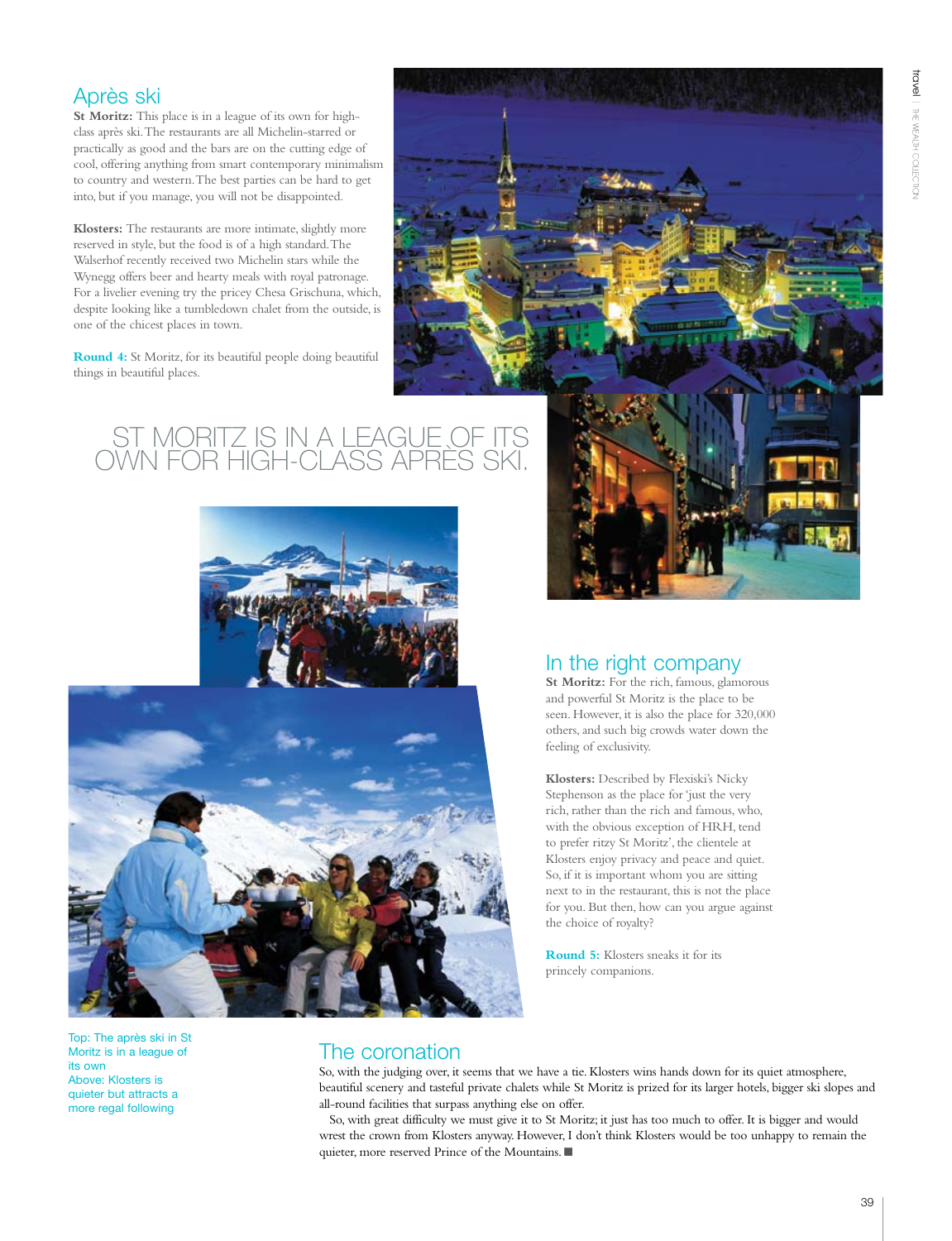## Après ski

**St Moritz:** This place is in a league of its own for high-class après ski. The restaurants are all Michelin-starred or practically as good and the bars are on the cutting edge of cool, offering anything from smart contemporary minimalism to country and western. The best parties can be hard to get into, but if you manage, you will not be disappointed.

**Klosters:** The restaurants are more intimate, slightly more reserved in style, but the food is of a high standard. The Walserhof recently received two Michelin stars while the Wynegg offers beer and hearty meals with royal patronage. For a livelier evening try the pricey Chesa Grischuna, which, despite looking like a tumbledown chalet from the outside, is one of the chicest places in town.

**Round 4:** St Moritz, for its beautiful people doing beautiful things in beautiful places.

ST MORITZ IS IN A LEAGUE OF ITS OWN FOR HIGH-CLASS APRÈS SKI.

## In the right company

**St Moritz:** For the rich, famous, glamorous and powerful St Moritz is the place to be seen. However, it is also the place for 320,000 others, and such big crowds water down the feeling of exclusivity.

**Klosters:** Described by Flexiski's Nicky Stephenson as the place for 'just the very rich, rather than the rich and famous, who, with the obvious exception of HRH, tend to prefer ritzy St Moritz', the clientele at Klosters enjoy privacy and peace and quiet. So, if it is important whom you are sitting next to in the restaurant, this is not the place for you. But then, how can you argue against the choice of royalty?

**Round 5:** Klosters sneaks it for its princely companions.

Top: The après ski in St Moritz is in a league of its own
Above: Klosters is quieter but attracts a more regal following

## The coronation

So, with the judging over, it seems that we have a tie. Klosters wins hands down for its quiet atmosphere, beautiful scenery and tasteful private chalets while St Moritz is prized for its larger hotels, bigger ski slopes and all-round facilities that surpass anything else on offer.

So, with great difficulty we must give it to St Moritz; it just has too much to offer. It is bigger and would wrest the crown from Klosters anyway. However, I don't think Klosters would be too unhappy to remain the quieter, more reserved Prince of the Mountains. ■